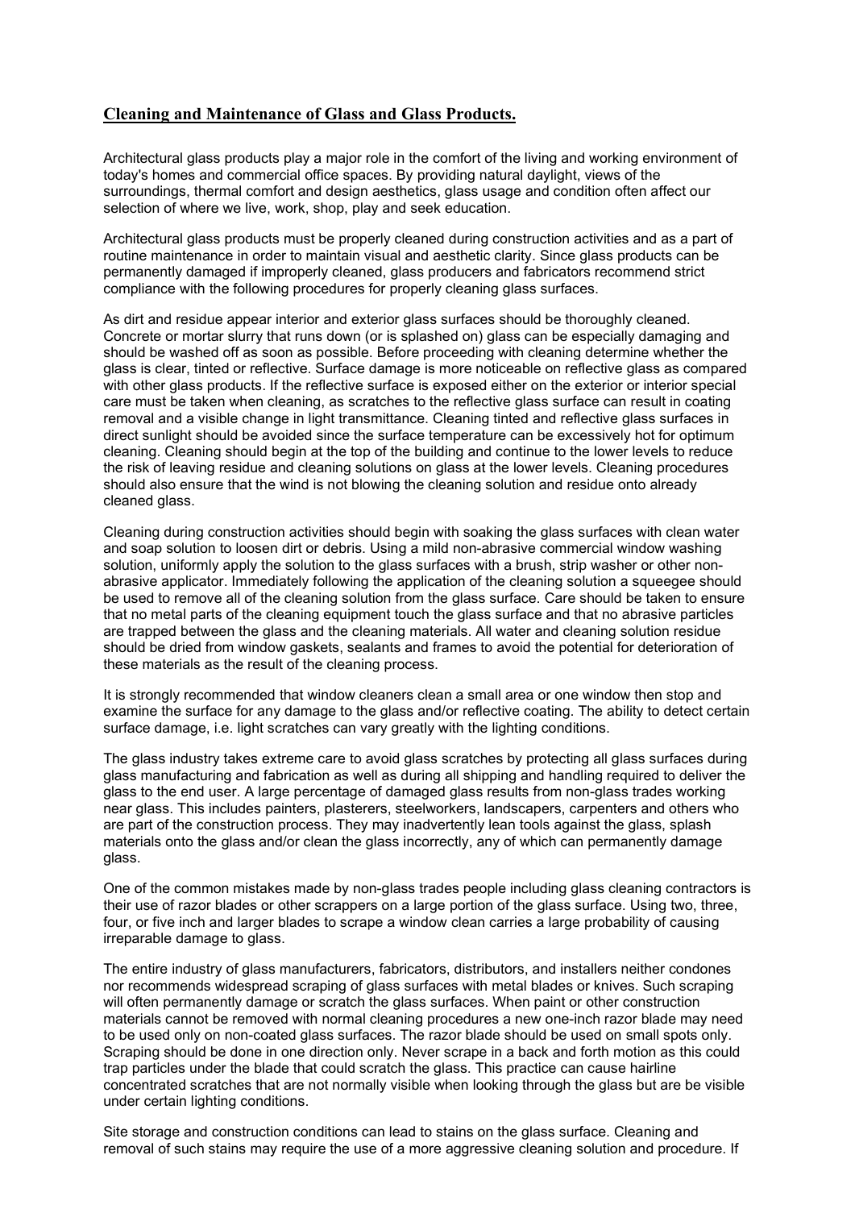## **Cleaning and Maintenance of Glass and Glass Products.**

Architectural glass products play a major role in the comfort of the living and working environment of today's homes and commercial office spaces. By providing natural daylight, views of the surroundings, thermal comfort and design aesthetics, glass usage and condition often affect our selection of where we live, work, shop, play and seek education.

Architectural glass products must be properly cleaned during construction activities and as a part of routine maintenance in order to maintain visual and aesthetic clarity. Since glass products can be permanently damaged if improperly cleaned, glass producers and fabricators recommend strict compliance with the following procedures for properly cleaning glass surfaces.

As dirt and residue appear interior and exterior glass surfaces should be thoroughly cleaned. Concrete or mortar slurry that runs down (or is splashed on) glass can be especially damaging and should be washed off as soon as possible. Before proceeding with cleaning determine whether the glass is clear, tinted or reflective. Surface damage is more noticeable on reflective glass as compared with other glass products. If the reflective surface is exposed either on the exterior or interior special care must be taken when cleaning, as scratches to the reflective glass surface can result in coating removal and a visible change in light transmittance. Cleaning tinted and reflective glass surfaces in direct sunlight should be avoided since the surface temperature can be excessively hot for optimum cleaning. Cleaning should begin at the top of the building and continue to the lower levels to reduce the risk of leaving residue and cleaning solutions on glass at the lower levels. Cleaning procedures should also ensure that the wind is not blowing the cleaning solution and residue onto already cleaned glass.

Cleaning during construction activities should begin with soaking the glass surfaces with clean water and soap solution to loosen dirt or debris. Using a mild non-abrasive commercial window washing solution, uniformly apply the solution to the glass surfaces with a brush, strip washer or other non-abrasive applicator. Immediately following the application of the cleaning solution a squeegee should be used to remove all of the cleaning solution from the glass surface. Care should be taken to ensure that no metal parts of the cleaning equipment touch the glass surface and that no abrasive particles are trapped between the glass and the cleaning materials. All water and cleaning solution residue should be dried from window gaskets, sealants and frames to avoid the potential for deterioration of these materials as the result of the cleaning process.

It is strongly recommended that window cleaners clean a small area or one window then stop and examine the surface for any damage to the glass and/or reflective coating. The ability to detect certain surface damage, i.e. light scratches can vary greatly with the lighting conditions.

The glass industry takes extreme care to avoid glass scratches by protecting all glass surfaces during glass manufacturing and fabrication as well as during all shipping and handling required to deliver the glass to the end user. A large percentage of damaged glass results from non-glass trades working near glass. This includes painters, plasterers, steelworkers, landscapers, carpenters and others who are part of the construction process. They may inadvertently lean tools against the glass, splash materials onto the glass and/or clean the glass incorrectly, any of which can permanently damage glass.

One of the common mistakes made by non-glass trades people including glass cleaning contractors is their use of razor blades or other scrappers on a large portion of the glass surface. Using two, three, four, or five inch and larger blades to scrape a window clean carries a large probability of causing irreparable damage to glass.

The entire industry of glass manufacturers, fabricators, distributors, and installers neither condones nor recommends widespread scraping of glass surfaces with metal blades or knives. Such scraping will often permanently damage or scratch the glass surfaces. When paint or other construction materials cannot be removed with normal cleaning procedures a new one-inch razor blade may need to be used only on non-coated glass surfaces. The razor blade should be used on small spots only. Scraping should be done in one direction only. Never scrape in a back and forth motion as this could trap particles under the blade that could scratch the glass. This practice can cause hairline concentrated scratches that are not normally visible when looking through the glass but are be visible under certain lighting conditions.

Site storage and construction conditions can lead to stains on the glass surface. Cleaning and removal of such stains may require the use of a more aggressive cleaning solution and procedure. If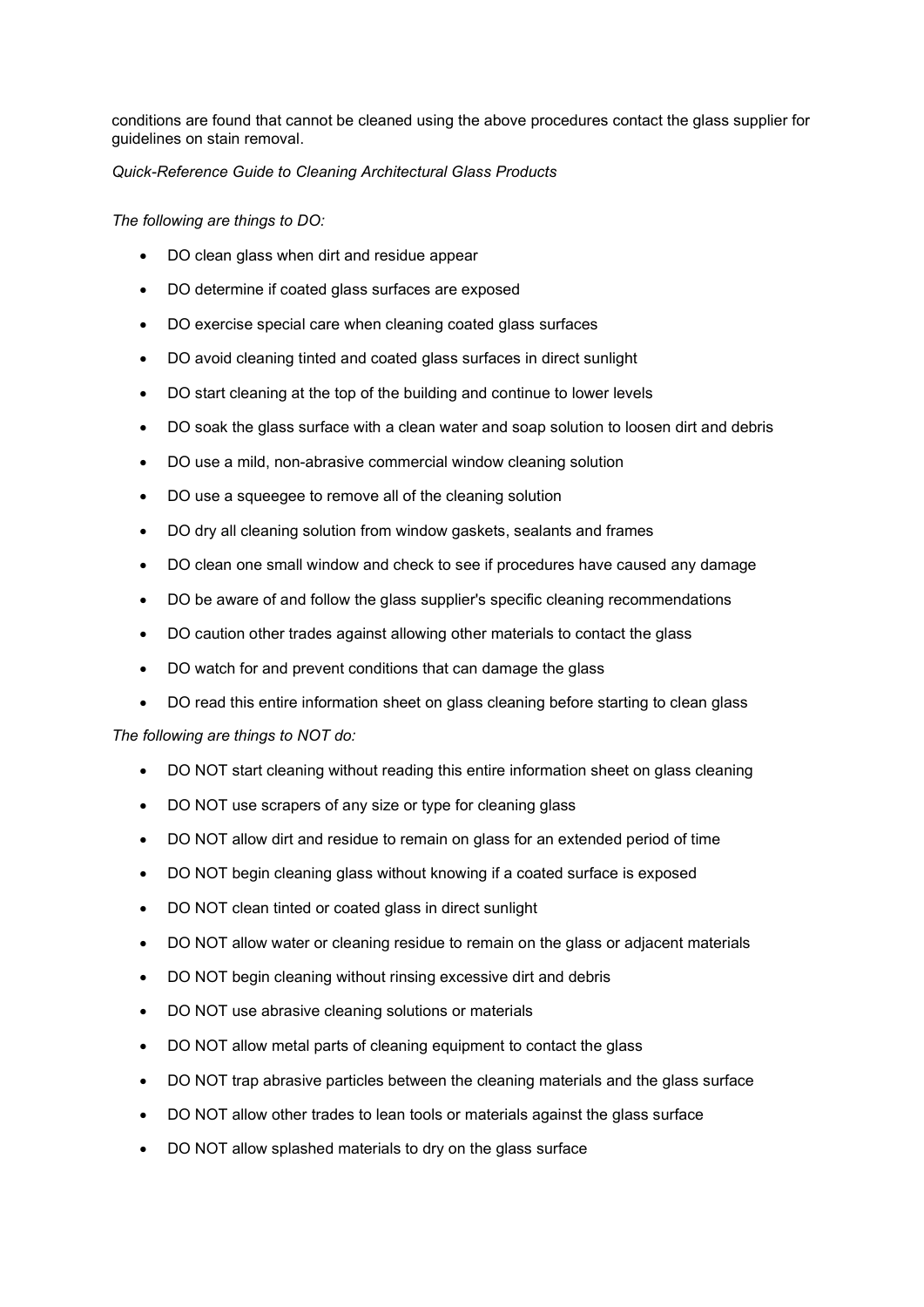conditions are found that cannot be cleaned using the above procedures contact the glass supplier for guidelines on stain removal.

*Quick-Reference Guide to Cleaning Architectural Glass Products*

*The following are things to DO:*

- DO clean glass when dirt and residue appear
- DO determine if coated glass surfaces are exposed
- DO exercise special care when cleaning coated glass surfaces
- DO avoid cleaning tinted and coated glass surfaces in direct sunlight
- DO start cleaning at the top of the building and continue to lower levels
- DO soak the glass surface with a clean water and soap solution to loosen dirt and debris
- DO use a mild, non-abrasive commercial window cleaning solution
- DO use a squeegee to remove all of the cleaning solution
- DO dry all cleaning solution from window gaskets, sealants and frames
- DO clean one small window and check to see if procedures have caused any damage
- DO be aware of and follow the glass supplier's specific cleaning recommendations
- DO caution other trades against allowing other materials to contact the glass
- DO watch for and prevent conditions that can damage the glass
- DO read this entire information sheet on glass cleaning before starting to clean glass

*The following are things to NOT do:*

- DO NOT start cleaning without reading this entire information sheet on glass cleaning
- DO NOT use scrapers of any size or type for cleaning glass
- DO NOT allow dirt and residue to remain on glass for an extended period of time
- DO NOT begin cleaning glass without knowing if a coated surface is exposed
- DO NOT clean tinted or coated glass in direct sunlight
- DO NOT allow water or cleaning residue to remain on the glass or adjacent materials
- DO NOT begin cleaning without rinsing excessive dirt and debris
- DO NOT use abrasive cleaning solutions or materials
- DO NOT allow metal parts of cleaning equipment to contact the glass
- DO NOT trap abrasive particles between the cleaning materials and the glass surface
- DO NOT allow other trades to lean tools or materials against the glass surface
- DO NOT allow splashed materials to dry on the glass surface